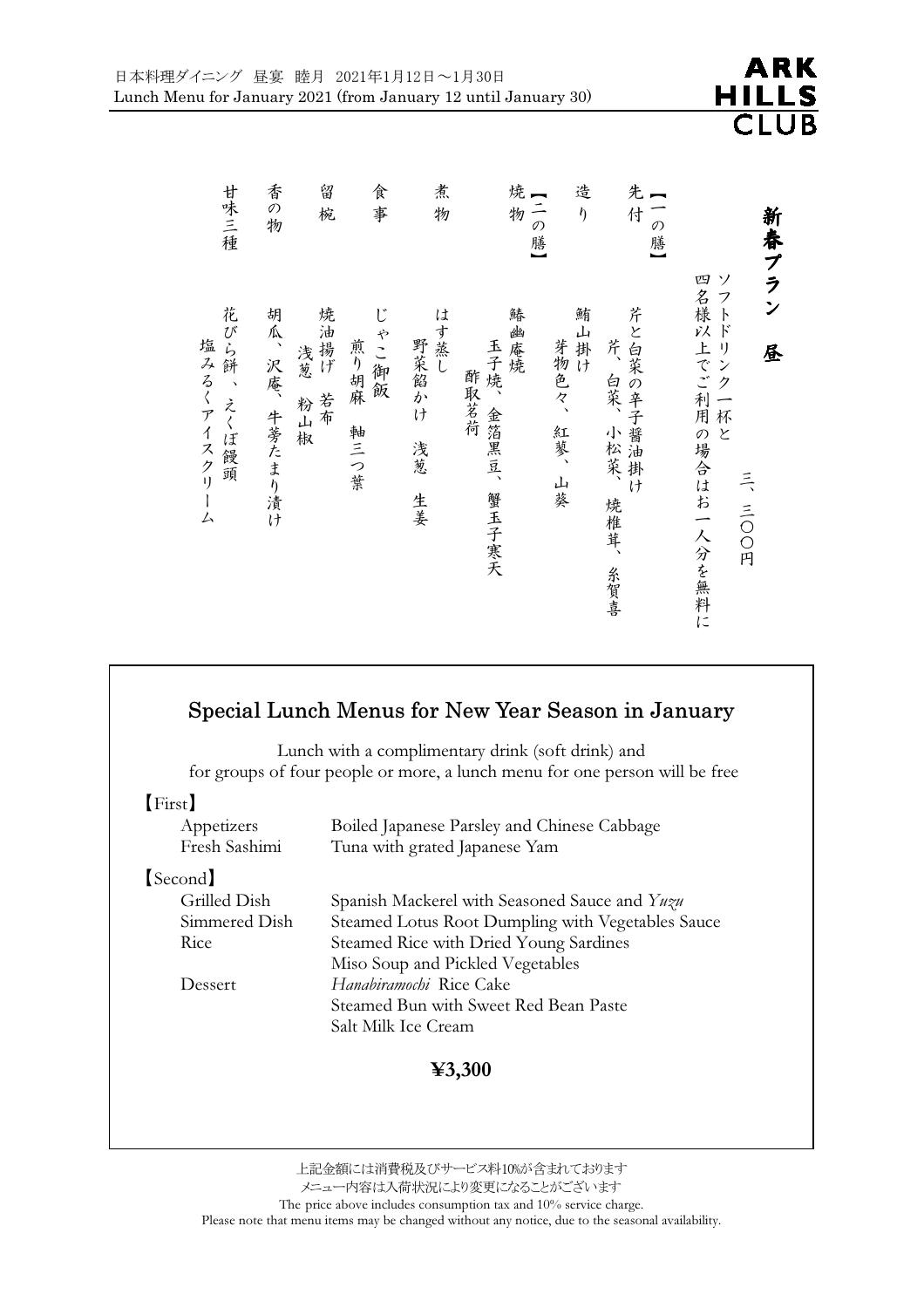日本料理ダイニング　昼宴　睦月　2021年1月12日～1月30日
Lunch Menu for January 2021 (from January 12 until January 30)

ARK HILLS CLUB

# 新春プラン　昼

三、三〇〇円

ソフトドリンク一杯と
四名様以上でご利用の場合はお一人分を無料に

【一の膳】

先付　芹と白菜の辛子醤油掛け
　　　芹、白菜、小松菜、焼椎茸、糸賀喜

造り　鮪山掛け
　　　芽物色々、紅蓼、山葵

【二の膳】

焼物　鰆幽庵焼
　　　玉子焼、金箔黒豆、蟹玉子寒天
　　　酢取茗荷

煮物　はす蒸し
　　　野菜餡かけ　浅葱　生姜

食事　じゃこ御飯
　　　煎り胡麻　軸三つ葉

留椀　焼油揚げ　若布
　　　浅葱　粉山椒

香の物　胡瓜、沢庵、牛蒡たまり漬け

甘味三種　花びら餅、えくぼ饅頭
　　　　　塩みるくアイスクリーム

## Special Lunch Menus for New Year Season in January

Lunch with a complimentary drink (soft drink) and
for groups of four people or more, a lunch menu for one person will be free

【First】

| | |
|---|---|
| Appetizers | Boiled Japanese Parsley and Chinese Cabbage |
| Fresh Sashimi | Tuna with grated Japanese Yam |

【Second】

| | |
|---|---|
| Grilled Dish | Spanish Mackerel with Seasoned Sauce and *Yuzu* |
| Simmered Dish | Steamed Lotus Root Dumpling with Vegetables Sauce |
| Rice | Steamed Rice with Dried Young Sardines |
| | Miso Soup and Pickled Vegetables |
| Dessert | *Hanabiramochi* Rice Cake |
| | Steamed Bun with Sweet Red Bean Paste |
| | Salt Milk Ice Cream |

**¥3,300**

上記金額には消費税及びサービス料10%が含まれております
メニュー内容は入荷状況により変更になることがございます
The price above includes consumption tax and 10% service charge.
Please note that menu items may be changed without any notice, due to the seasonal availability.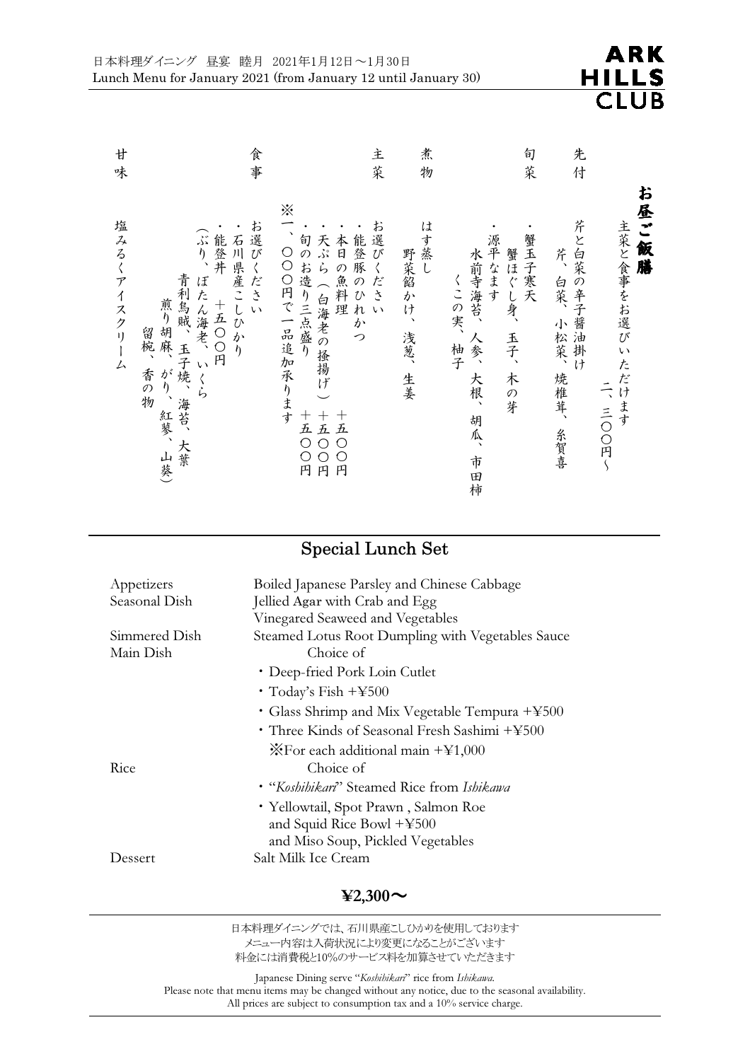日本料理ダイニング　昼宴　睦月　2021年1月12日～1月30日
Lunch Menu for January 2021 (from January 12 until January 30)

ARK HILLS CLUB

## お昼ご飯膳

主菜と食事をお選びいただけます
二、三〇〇円～

**先付**
芹と白菜の辛子醤油掛け
芹、白菜、小松菜、焼椎茸、糸賀喜

**旬菜**
・蟹玉子寒天
蟹ほぐし身、玉子、木の芽
・源平なます
水前寺海苔、人参、大根、胡瓜、市田柿
くこの実、柚子

**煮物**
はす蒸し
野菜餡かけ、浅葱、生姜

**主菜**
お選びください
・能登豚のひれかつ
・本日の魚料理　十五〇〇円
・天ぷら（白海老の掻揚げ）　十五〇〇円
・旬のお造り三点盛り　十五〇〇円
※一、〇〇〇円で一品追加承ります

**食事**
お選びください
・石川県産こしひかり
・能登丼　十五〇〇円
（ぶり、ぼたん海老、いくら
青利烏賊、玉子焼、海苔、大葉
煎り胡麻、がり、紅蓼、山葵）
留椀、香の物

**甘味**
塩みるくアイスクリーム

## Special Lunch Set

| | |
|---|---|
| Appetizers | Boiled Japanese Parsley and Chinese Cabbage |
| Seasonal Dish | Jellied Agar with Crab and Egg |
| | Vinegared Seaweed and Vegetables |
| Simmered Dish | Steamed Lotus Root Dumpling with Vegetables Sauce |
| Main Dish | Choice of |
| | ・Deep-fried Pork Loin Cutlet |
| | ・Today's Fish +¥500 |
| | ・Glass Shrimp and Mix Vegetable Tempura +¥500 |
| | ・Three Kinds of Seasonal Fresh Sashimi +¥500 |
| | ※For each additional main +¥1,000 |
| Rice | Choice of |
| | ・"*Koshihikari*" Steamed Rice from *Ishikawa* |
| | ・Yellowtail, Spot Prawn , Salmon Roe and Squid Rice Bowl +¥500 |
| | and Miso Soup, Pickled Vegetables |
| Dessert | Salt Milk Ice Cream |

**¥2,300～**

日本料理ダイニングでは、石川県産こしひかりを使用しております
メニュー内容は入荷状況により変更になることがございます
料金には消費税と10%のサービス料を加算させていただきます

Japanese Dining serve "*Koshihikari*" rice from *Ishikawa*.
Please note that menu items may be changed without any notice, due to the seasonal availability.
All prices are subject to consumption tax and a 10% service charge.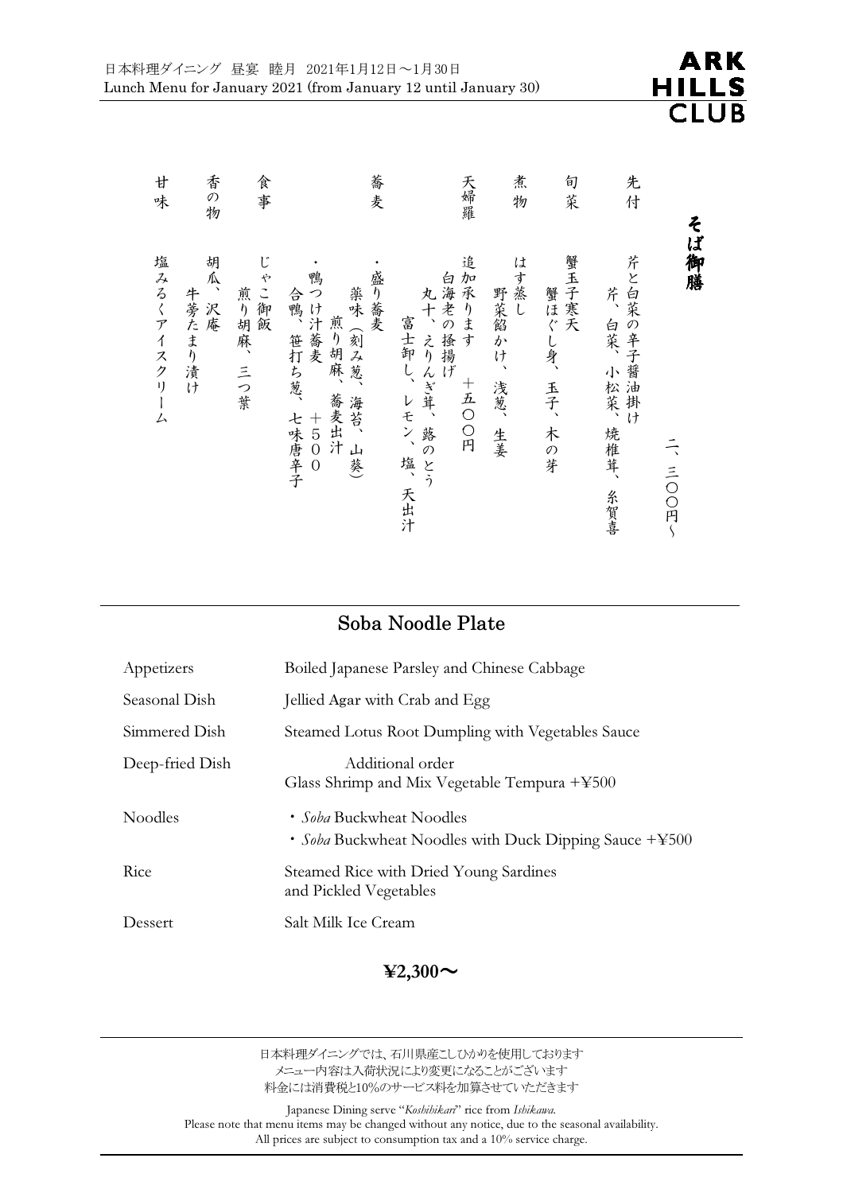日本料理ダイニング　昼宴　睦月　2021年1月12日～1月30日
Lunch Menu for January 2021 (from January 12 until January 30)

ARK HILLS CLUB

## そば御膳

二、三〇〇円～

| | |
|---|---|
| 先付 | 芹と白菜の辛子醤油掛け<br>芹、白菜、小松菜、焼椎茸、糸賀喜 |
| 旬菜 | 蟹玉子寒天<br>蟹ほぐし身、玉子、木の芽 |
| 煮物 | はす蒸し<br>野菜餡かけ、浅葱、生姜 |
| 天婦羅 | 追加承ります　＋五〇〇円<br>白海老の掻揚げ<br>丸十、えりんぎ茸、蕗のとう<br>富士卸し、レモン、塩、天出汁 |
| 蕎麦 | ・盛り蕎麦<br>薬味（刻み葱、海苔、山葵）<br>煎り胡麻、蕎麦出汁<br>・鴨つけ汁蕎麦　＋５００<br>合鴨、笹打ち葱、七味唐辛子 |
| 食事 | じゃこ御飯<br>煎り胡麻、三つ葉 |
| 香の物 | 胡瓜、沢庵<br>牛蒡たまり漬け |
| 甘味 | 塩みるくアイスクリーム |

## Soba Noodle Plate

| | |
|---|---|
| Appetizers | Boiled Japanese Parsley and Chinese Cabbage |
| Seasonal Dish | Jellied Agar with Crab and Egg |
| Simmered Dish | Steamed Lotus Root Dumpling with Vegetables Sauce |
| Deep-fried Dish | Additional order<br>Glass Shrimp and Mix Vegetable Tempura +¥500 |
| Noodles | ・*Soba* Buckwheat Noodles<br>・*Soba* Buckwheat Noodles with Duck Dipping Sauce +¥500 |
| Rice | Steamed Rice with Dried Young Sardines<br>and Pickled Vegetables |
| Dessert | Salt Milk Ice Cream |

**¥2,300～**

日本料理ダイニングでは、石川県産こしひかりを使用しております
メニュー内容は入荷状況により変更になることがございます
料金には消費税と10%のサービス料を加算させていただきます

Japanese Dining serve "*Koshihikari*" rice from *Ishikawa*.
Please note that menu items may be changed without any notice, due to the seasonal availability.
All prices are subject to consumption tax and a 10% service charge.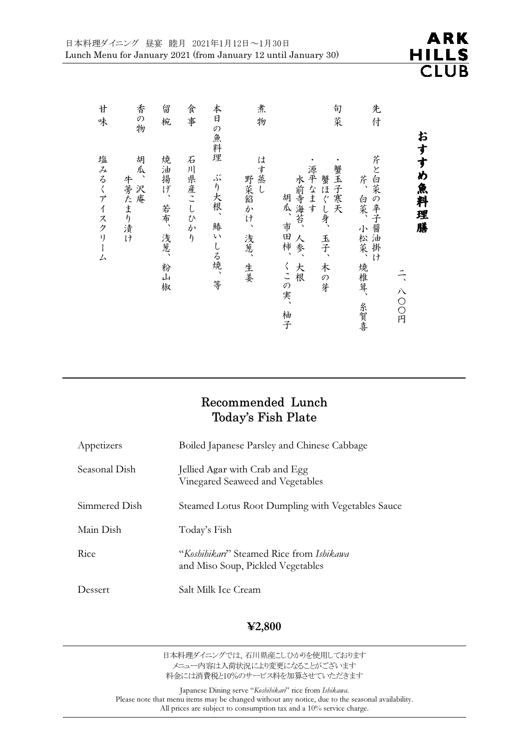日本料理ダイニング 昼宴 睦月 2021年1月12日～1月30日
Lunch Menu for January 2021 (from January 12 until January 30)

# おすすめ魚料理膳

二、八〇〇円

先付　芹と白菜の辛子醤油掛け
　　芹、白菜、小松菜、焼椎茸、糸賀喜

旬菜　・蟹玉子寒天
　　蟹ほぐし身、玉子、木の芽
　　・源平なます
　　水前寺海苔、人参、大根
　　胡瓜、市田柿、くこの実、柚子

煮物　はす蒸し
　　野菜餡かけ、浅葱、生姜

本日の魚料理　ぶり大根、鰆いしる焼、等

食事　石川県産こしひかり

留椀　焼油揚げ、若布、浅葱、粉山椒

香の物　胡瓜、沢庵
　　牛蒡たまり漬け

甘味　塩みるくアイスクリーム

---

## Recommended Lunch
## Today's Fish Plate

| | |
|---|---|
| Appetizers | Boiled Japanese Parsley and Chinese Cabbage |
| Seasonal Dish | Jellied Agar with Crab and Egg<br>Vinegared Seaweed and Vegetables |
| Simmered Dish | Steamed Lotus Root Dumpling with Vegetables Sauce |
| Main Dish | Today's Fish |
| Rice | "*Koshihikari*" Steamed Rice from *Ishikawa*<br>and Miso Soup, Pickled Vegetables |
| Dessert | Salt Milk Ice Cream |

**¥2,800**

---

日本料理ダイニングでは、石川県産こしひかりを使用しております
メニュー内容は入荷状況により変更になることがございます
料金には消費税と10%のサービス料を加算させていただきます

Japanese Dining serve "*Koshihikari*" rice from *Ishikawa*.
Please note that menu items may be changed without any notice, due to the seasonal availability.
All prices are subject to consumption tax and a 10% service charge.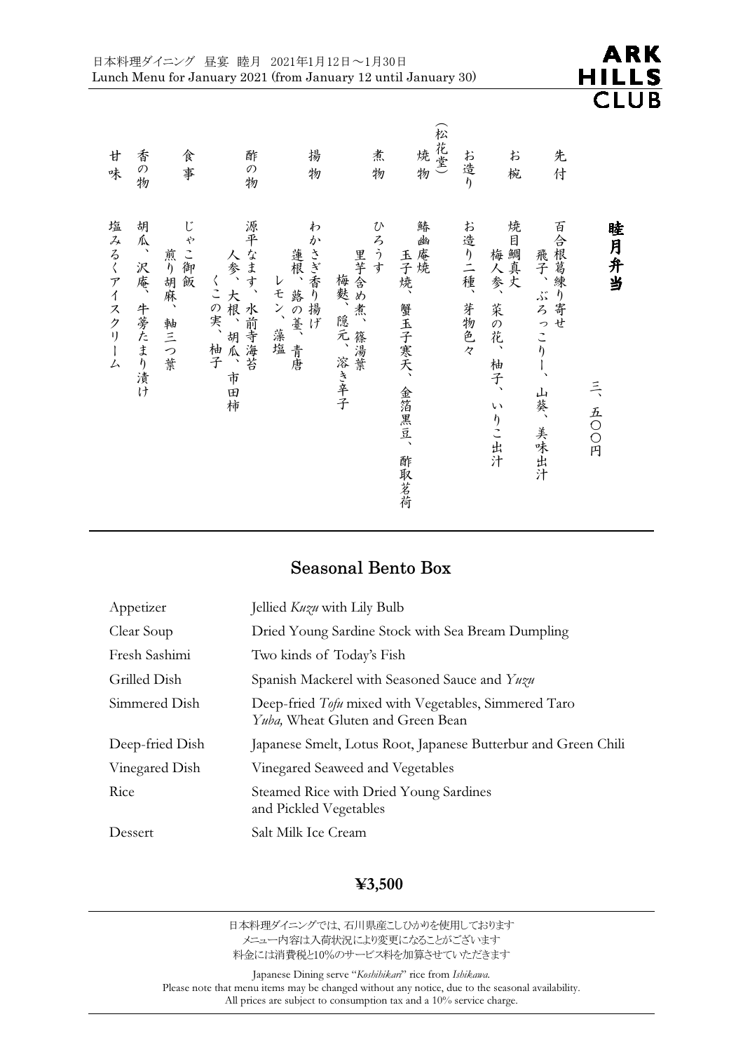日本料理ダイニング　昼宴　睦月　2021年1月12日～1月30日
Lunch Menu for January 2021 (from January 12 until January 30)

ARK HILLS CLUB

## 睦月弁当

三、五〇〇円

| | |
|---|---|
| 先付 | 百合根葛練り寄せ<br>飛子、ぶろっこりー、山葵、美味出汁 |
| お椀 | 焼目鯛真丈<br>梅人参、菜の花、柚子、いりこ出汁 |
| お造り | お造り二種、芽物色々 |
| 焼物<br>（松花堂） | 鰆幽庵焼<br>玉子焼、蟹玉子寒天、金箔黒豆、酢取茗荷 |
| 煮物 | ひろうす<br>里芋含め煮、篠湯葉<br>梅麩、隠元、溶き辛子 |
| 揚物 | わかさぎ香り揚げ<br>蓮根、蕗の薹、青唐<br>レモン、藻塩 |
| 酢の物 | 源平なます、水前寺海苔<br>人参、大根、胡瓜、市田柿<br>くこの実、柚子 |
| 食事 | じゃこ御飯<br>煎り胡麻、軸三つ葉 |
| 香の物 | 胡瓜、沢庵、牛蒡たまり漬け |
| 甘味 | 塩みるくアイスクリーム |

## Seasonal Bento Box

| | |
|---|---|
| Appetizer | Jellied *Kuzu* with Lily Bulb |
| Clear Soup | Dried Young Sardine Stock with Sea Bream Dumpling |
| Fresh Sashimi | Two kinds of Today's Fish |
| Grilled Dish | Spanish Mackerel with Seasoned Sauce and *Yuzu* |
| Simmered Dish | Deep-fried *Tofu* mixed with Vegetables, Simmered Taro<br>*Yuba,* Wheat Gluten and Green Bean |
| Deep-fried Dish | Japanese Smelt, Lotus Root, Japanese Butterbur and Green Chili |
| Vinegared Dish | Vinegared Seaweed and Vegetables |
| Rice | Steamed Rice with Dried Young Sardines<br>and Pickled Vegetables |
| Dessert | Salt Milk Ice Cream |

**¥3,500**

日本料理ダイニングでは、石川県産こしひかりを使用しております
メニュー内容は入荷状況により変更になることがございます
料金には消費税と10%のサービス料を加算させていただきます

Japanese Dining serve "*Koshihikari*" rice from *Ishikawa*.
Please note that menu items may be changed without any notice, due to the seasonal availability.
All prices are subject to consumption tax and a 10% service charge.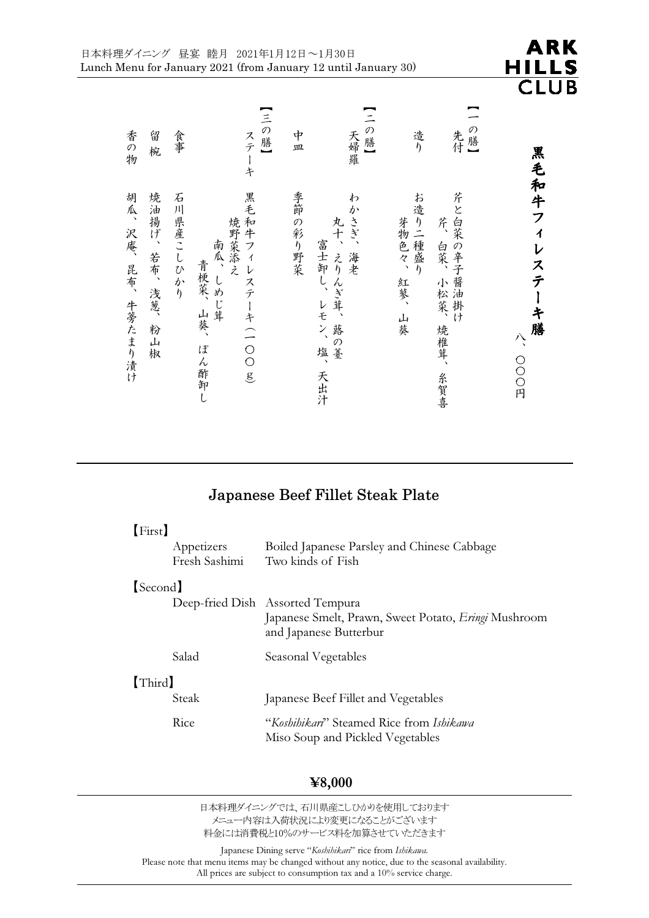日本料理ダイニング　昼宴　睦月　2021年1月12日～1月30日
Lunch Menu for January 2021 (from January 12 until January 30)

ARK HILLS CLUB

# 黒毛和牛フィレステーキ膳

八、〇〇〇円

【一の膳】

先付　芹と白菜の辛子醤油掛け
　　　芹、白菜、小松菜、焼椎茸、糸賀喜

造り　お造り二種盛り
　　　芽物色々、紅蓼、山葵

【二の膳】

天婦羅　わかさぎ、海老
　　　丸十、えりんぎ茸、蕗の薹
　　　富士卸し、レモン、塩、天出汁

中皿　季節の彩り野菜

【三の膳】

ステーキ　黒毛和牛フィレステーキ（一〇〇g）
　　　焼野菜添え
　　　南瓜、しめじ茸
　　　青梗菜、山葵、ぽん酢卸し

食事　石川県産こしひかり

留椀　焼油揚げ、若布、浅葱、粉山椒

香の物　胡瓜、沢庵、昆布、牛蒡たまり漬け

---

## Japanese Beef Fillet Steak Plate

【First】

| | |
|---|---|
| Appetizers | Boiled Japanese Parsley and Chinese Cabbage |
| Fresh Sashimi | Two kinds of Fish |

【Second】

| | |
|---|---|
| Deep-fried Dish | Assorted Tempura<br>Japanese Smelt, Prawn, Sweet Potato, *Eringi* Mushroom and Japanese Butterbur |
| Salad | Seasonal Vegetables |

【Third】

| | |
|---|---|
| Steak | Japanese Beef Fillet and Vegetables |
| Rice | "*Koshihikari*" Steamed Rice from *Ishikawa*<br>Miso Soup and Pickled Vegetables |

**¥8,000**

---

日本料理ダイニングでは、石川県産こしひかりを使用しております
メニュー内容は入荷状況により変更になることがございます
料金には消費税と10%のサービス料を加算させていただきます

Japanese Dining serve "*Koshihikari*" rice from *Ishikawa*.
Please note that menu items may be changed without any notice, due to the seasonal availability.
All prices are subject to consumption tax and a 10% service charge.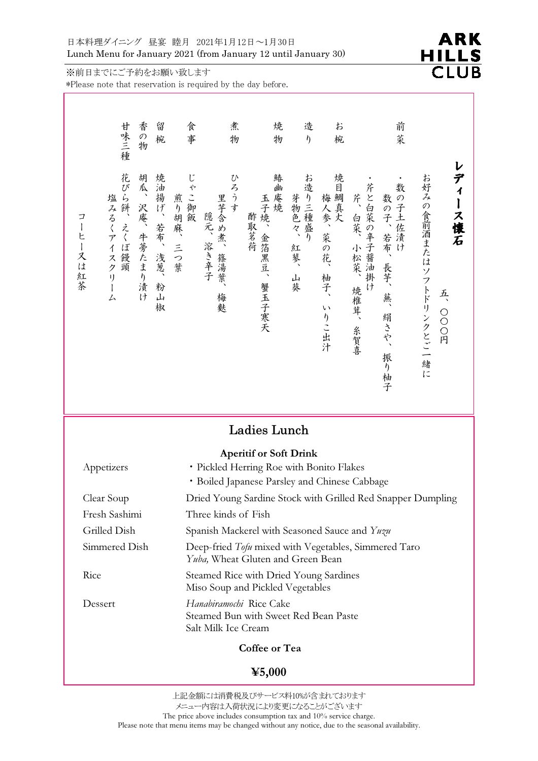日本料理ダイニング　昼宴　睦月　2021年1月12日～1月30日
Lunch Menu for January 2021 (from January 12 until January 30)

ARK HILLS CLUB

※前日までにご予約をお願い致します
*Please note that reservation is required by the day before.

## レディース懐石

五、〇〇〇円

お好みの食前酒またはソフトドリンクとご一緒に

前菜
・数の子土佐漬け
数の子、若布、長芋、蕪、絹さや、振り柚子
・芹と白菜の辛子醤油掛け
芹、白菜、小松菜、焼椎茸、糸賀喜

お椀
焼目鯛真丈
梅人参、菜の花、柚子、いりこ出汁

造り
お造り三種盛り
芽物色々、紅蓼、山葵

焼物
鰆幽庵焼
玉子焼、金箔黒豆、蟹玉子寒天
酢取茗荷

煮物
ひろうす
里芋含め煮、篠湯葉、梅麸
隠元、溶き辛子

食事
じゃこ御飯
煎り胡麻、三つ葉

留椀
焼油揚げ、若布、浅葱、粉山椒

香の物
胡瓜、沢庵、牛蒡たまり漬け

甘味三種
花びら餅、えくぼ饅頭
塩みるくアイスクリーム

コーヒー又は紅茶

## Ladies Lunch

**Aperitif or Soft Drink**

| | |
|---|---|
| Appetizers | ・Pickled Herring Roe with Bonito Flakes<br>・Boiled Japanese Parsley and Chinese Cabbage |
| Clear Soup | Dried Young Sardine Stock with Grilled Red Snapper Dumpling |
| Fresh Sashimi | Three kinds of Fish |
| Grilled Dish | Spanish Mackerel with Seasoned Sauce and *Yuzu* |
| Simmered Dish | Deep-fried *Tofu* mixed with Vegetables, Simmered Taro<br>*Yuba,* Wheat Gluten and Green Bean |
| Rice | Steamed Rice with Dried Young Sardines<br>Miso Soup and Pickled Vegetables |
| Dessert | *Hanabiramochi* Rice Cake<br>Steamed Bun with Sweet Red Bean Paste<br>Salt Milk Ice Cream |

**Coffee or Tea**

**¥5,000**

上記金額には消費税及びサービス料10%が含まれております
メニュー内容は入荷状況により変更になることがございます
The price above includes consumption tax and 10% service charge.
Please note that menu items may be changed without any notice, due to the seasonal availability.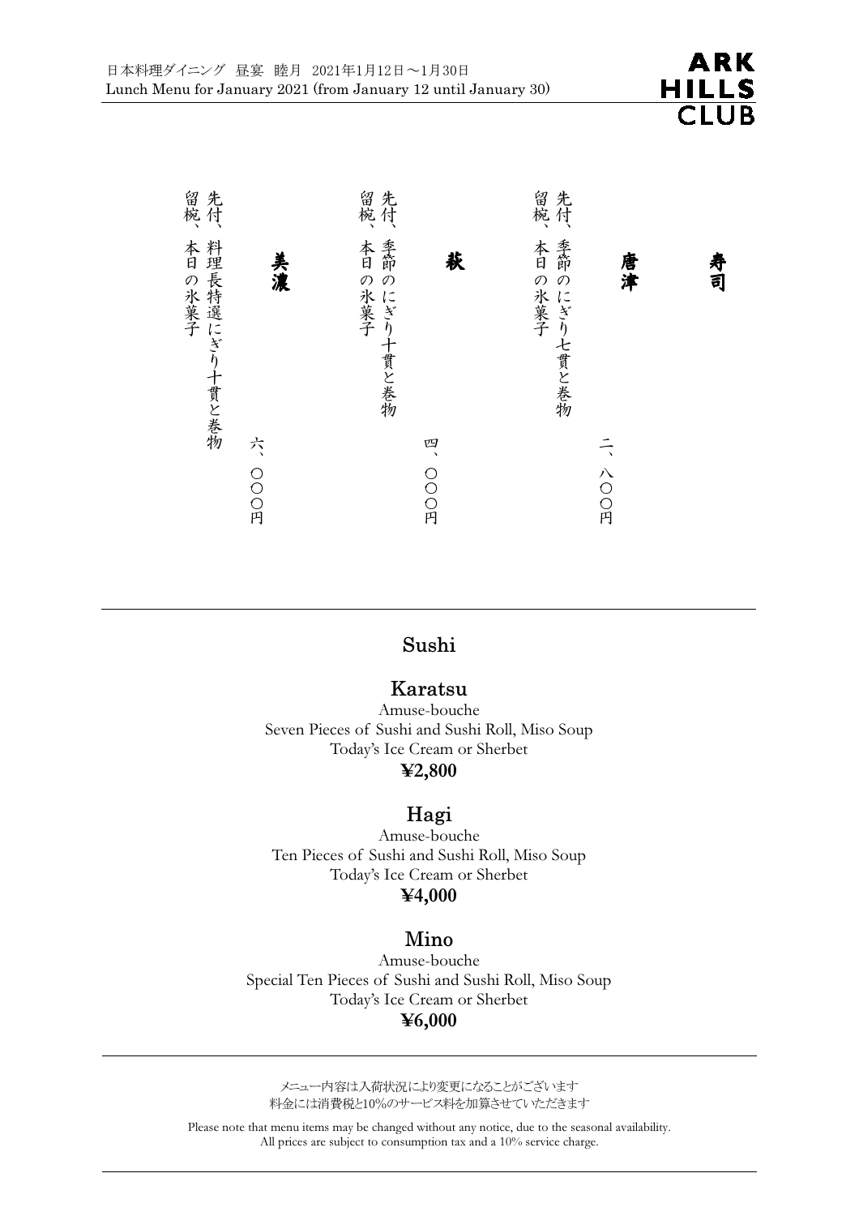日本料理ダイニング　昼宴　睦月　2021年1月12日～1月30日
Lunch Menu for January 2021 (from January 12 until January 30)

ARK HILLS CLUB

## 寿司

### 唐津

先付、季節のにぎり七貫と巻物
留椀、本日の氷菓子

二、八〇〇円

### 萩

先付、季節のにぎり十貫と巻物
留椀、本日の氷菓子

四、〇〇〇円

### 美濃

先付、料理長特選にぎり十貫と巻物
留椀、本日の氷菓子

六、〇〇〇円

---

## Sushi

### Karatsu

Amuse-bouche
Seven Pieces of Sushi and Sushi Roll, Miso Soup
Today's Ice Cream or Sherbet
**¥2,800**

### Hagi

Amuse-bouche
Ten Pieces of Sushi and Sushi Roll, Miso Soup
Today's Ice Cream or Sherbet
**¥4,000**

### Mino

Amuse-bouche
Special Ten Pieces of Sushi and Sushi Roll, Miso Soup
Today's Ice Cream or Sherbet
**¥6,000**

---

メニュー内容は入荷状況により変更になることがございます
料金には消費税と10%のサービス料を加算させていただきます

Please note that menu items may be changed without any notice, due to the seasonal availability.
All prices are subject to consumption tax and a 10% service charge.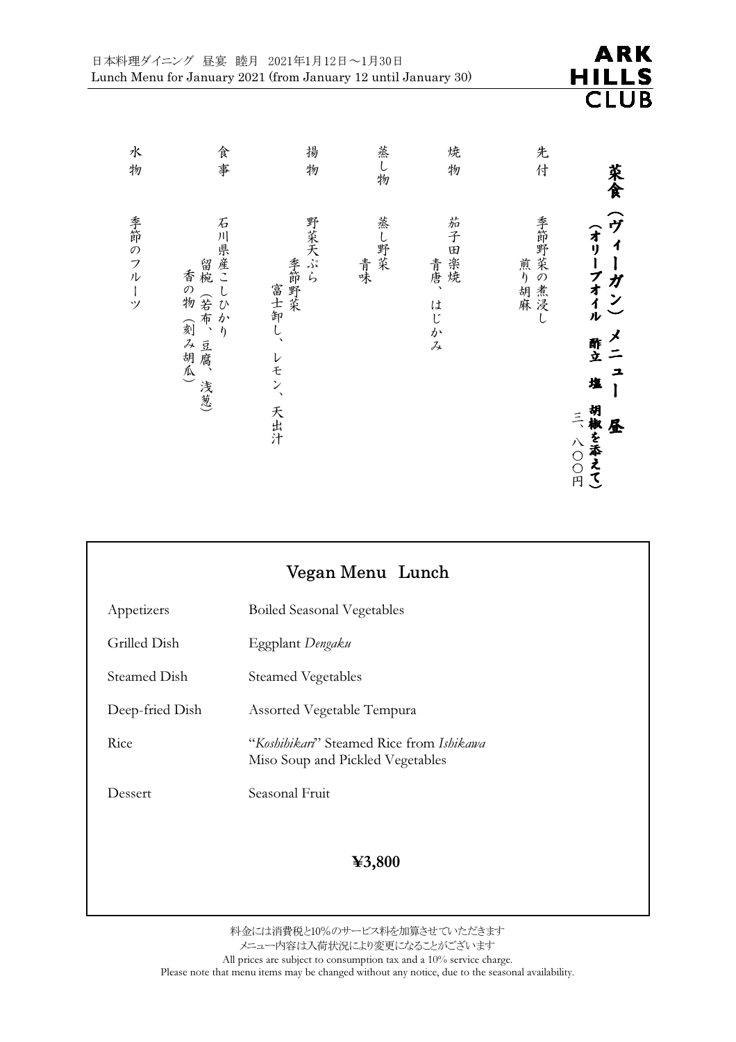日本料理ダイニング　昼宴　睦月　2021年1月12日～1月30日
Lunch Menu for January 2021 (from January 12 until January 30)

ARK HILLS CLUB

# 菜食（ヴィーガン）メニュー　昼

**（オリーブオイル　酢立　塩　胡椒を添えて）**

三、八〇〇円

先付　季節野菜の煮浸し
　　　煎り胡麻

焼物　茄子田楽焼
　　　青唐、はじかみ

蒸し物　蒸し野菜
　　　青味

揚物　野菜天ぷら
　　　季節野菜
　　　富士卸し、レモン、天出汁

食事　石川県産こしひかり
　　　留椀（若布、豆腐、浅葱）
　　　香の物（刻み胡瓜）

水物　季節のフルーツ

## Vegan Menu Lunch

| | |
|---|---|
| Appetizers | Boiled Seasonal Vegetables |
| Grilled Dish | Eggplant *Dengaku* |
| Steamed Dish | Steamed Vegetables |
| Deep-fried Dish | Assorted Vegetable Tempura |
| Rice | "*Koshihikari*" Steamed Rice from *Ishikawa*<br>Miso Soup and Pickled Vegetables |
| Dessert | Seasonal Fruit |

**¥3,800**

料金には消費税と10%のサービス料を加算させていただきます
メニュー内容は入荷状況により変更になることがございます
All prices are subject to consumption tax and a 10% service charge.
Please note that menu items may be changed without any notice, due to the seasonal availability.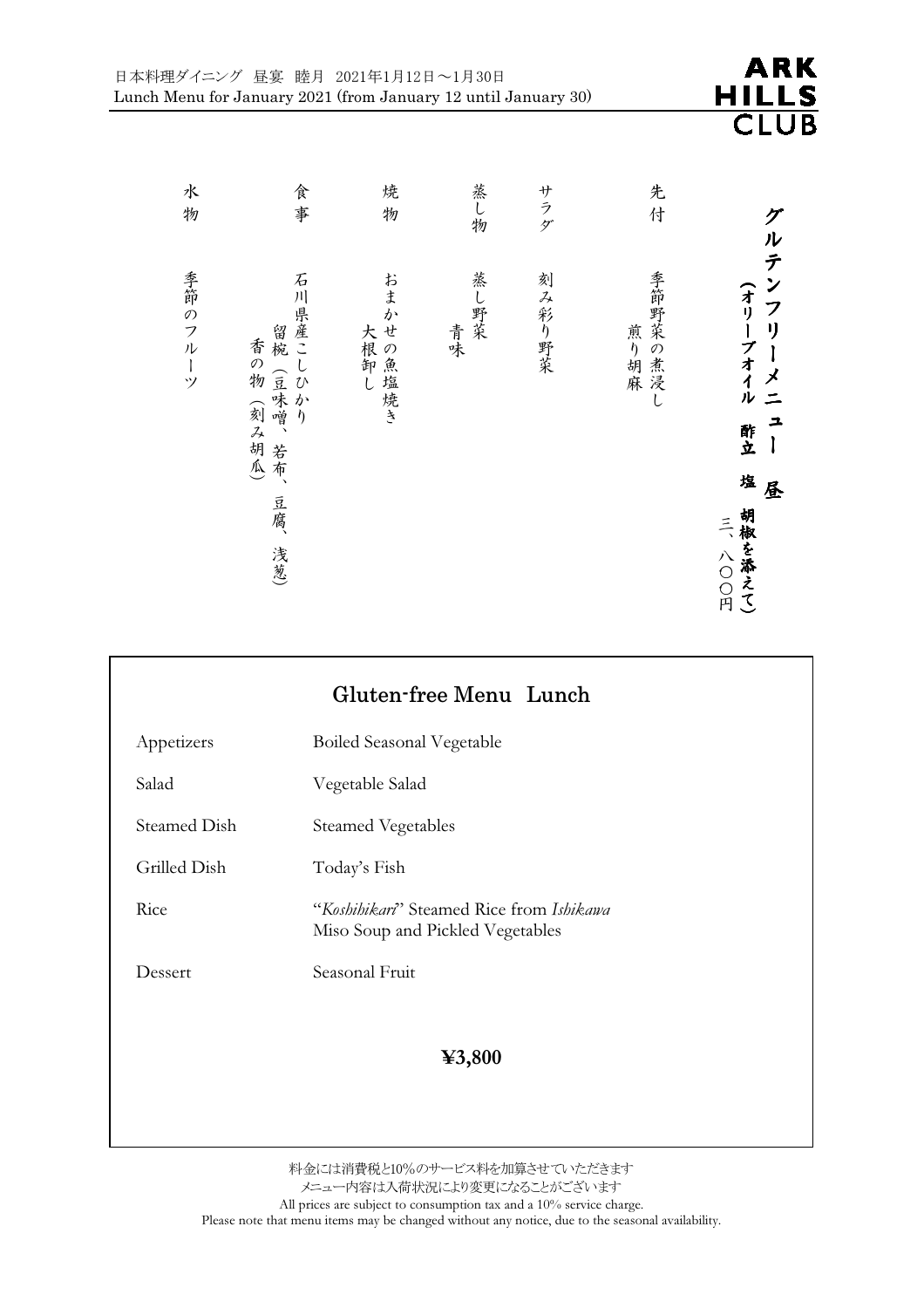日本料理ダイニング　昼宴　睦月　2021年1月12日～1月30日
Lunch Menu for January 2021 (from January 12 until January 30)

ARK HILLS CLUB

## グルテンフリーメニュー　昼

**（オリーブオイル　酢立　塩　胡椒を添えて）**

三、八〇〇円

先付　季節野菜の煮浸し
煎り胡麻

サラダ　刻み彩り野菜

蒸し物　蒸し野菜
青味

焼物　おまかせの魚塩焼き
大根卸し

食事　石川県産こしひかり
留椀（豆味噌、若布、豆腐、浅葱）
香の物（刻み胡瓜）

水物　季節のフルーツ

## Gluten-free Menu　Lunch

| | |
|---|---|
| Appetizers | Boiled Seasonal Vegetable |
| Salad | Vegetable Salad |
| Steamed Dish | Steamed Vegetables |
| Grilled Dish | Today's Fish |
| Rice | "*Koshihikari*" Steamed Rice from *Ishikawa*<br>Miso Soup and Pickled Vegetables |
| Dessert | Seasonal Fruit |

**¥3,800**

料金には消費税と10%のサービス料を加算させていただきます
メニュー内容は入荷状況により変更になることがございます
All prices are subject to consumption tax and a 10% service charge.
Please note that menu items may be changed without any notice, due to the seasonal availability.